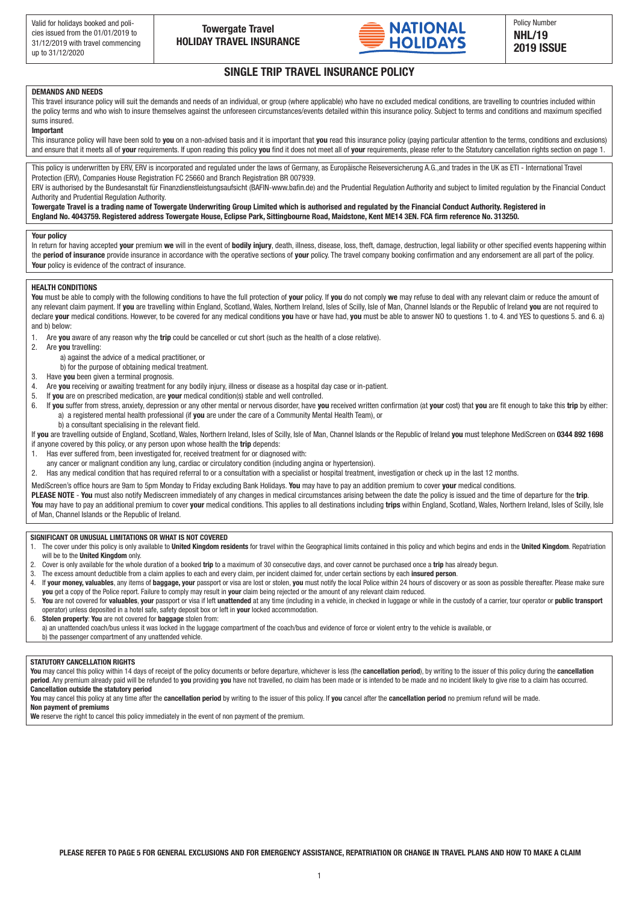Valid for holidays booked and policies issued from the 01/01/2019 to 31/12/2019 with travel commencing up to 31/12/2020

**Towergate Travel**
**HOLIDAY TRAVEL INSURANCE**

NATIONAL HOLIDAYS

Policy Number
**NHL/19**
**2019 ISSUE**

# SINGLE TRIP TRAVEL INSURANCE POLICY

**DEMANDS AND NEEDS**

This travel insurance policy will suit the demands and needs of an individual, or group (where applicable) who have no excluded medical conditions, are travelling to countries included within the policy terms and who wish to insure themselves against the unforeseen circumstances/events detailed within this insurance policy. Subject to terms and conditions and maximum specified sums insured.

**Important**

This insurance policy will have been sold to **you** on a non-advised basis and it is important that **you** read this insurance policy (paying particular attention to the terms, conditions and exclusions) and ensure that it meets all of **your** requirements. If upon reading this policy **you** find it does not meet all of **your** requirements, please refer to the Statutory cancellation rights section on page 1.

This policy is underwritten by ERV, ERV is incorporated and regulated under the laws of Germany, as Europäische Reiseversicherung A.G.,and trades in the UK as ETI - International Travel Protection (ERV), Companies House Registration FC 25660 and Branch Registration BR 007939.

ERV is authorised by the Bundesanstalt für Finanzdienstleistungsaufsicht (BAFIN-www.bafin.de) and the Prudential Regulation Authority and subject to limited regulation by the Financial Conduct Authority and Prudential Regulation Authority.

**Towergate Travel is a trading name of Towergate Underwriting Group Limited which is authorised and regulated by the Financial Conduct Authority. Registered in England No. 4043759. Registered address Towergate House, Eclipse Park, Sittingbourne Road, Maidstone, Kent ME14 3EN. FCA firm reference No. 313250.**

**Your policy**

In return for having accepted **your** premium **we** will in the event of **bodily injury**, death, illness, disease, loss, theft, damage, destruction, legal liability or other specified events happening within the **period of insurance** provide insurance in accordance with the operative sections of **your** policy. The travel company booking confirmation and any endorsement are all part of the policy. **Your** policy is evidence of the contract of insurance.

**HEALTH CONDITIONS**

**You** must be able to comply with the following conditions to have the full protection of **your** policy. If **you** do not comply **we** may refuse to deal with any relevant claim or reduce the amount of any relevant claim payment. If **you** are travelling within England, Scotland, Wales, Northern Ireland, Isles of Scilly, Isle of Man, Channel Islands or the Republic of Ireland **you** are not required to declare **your** medical conditions. However, to be covered for any medical conditions **you** have or have had, **you** must be able to answer NO to questions 1. to 4. and YES to questions 5. and 6. a) and b) below:

1. Are **you** aware of any reason why the **trip** could be cancelled or cut short (such as the health of a close relative).
2. Are **you** travelling:
   a) against the advice of a medical practitioner, or
   b) for the purpose of obtaining medical treatment.
3. Have **you** been given a terminal prognosis.
4. Are **you** receiving or awaiting treatment for any bodily injury, illness or disease as a hospital day case or in-patient.
5. If **you** are on prescribed medication, are **your** medical condition(s) stable and well controlled.
6. If **you** suffer from stress, anxiety, depression or any other mental or nervous disorder, have **you** received written confirmation (at **your** cost) that **you** are fit enough to take this **trip** by either:
   a) a registered mental health professional (if **you** are under the care of a Community Mental Health Team), or
   b) a consultant specialising in the relevant field.

If **you** are travelling outside of England, Scotland, Wales, Northern Ireland, Isles of Scilly, Isle of Man, Channel Islands or the Republic of Ireland **you** must telephone MediScreen on **0344 892 1698** if anyone covered by this policy, or any person upon whose health the **trip** depends:

1. Has ever suffered from, been investigated for, received treatment for or diagnosed with:
   any cancer or malignant condition any lung, cardiac or circulatory condition (including angina or hypertension).
2. Has any medical condition that has required referral to or a consultation with a specialist or hospital treatment, investigation or check up in the last 12 months.

MediScreen's office hours are 9am to 5pm Monday to Friday excluding Bank Holidays. **You** may have to pay an addition premium to cover **your** medical conditions.

**PLEASE NOTE** - **You** must also notify Mediscreen immediately of any changes in medical circumstances arising between the date the policy is issued and the time of departure for the **trip**. **You** may have to pay an additional premium to cover **your** medical conditions. This applies to all destinations including **trips** within England, Scotland, Wales, Northern Ireland, Isles of Scilly, Isle of Man, Channel Islands or the Republic of Ireland.

**SIGNIFICANT OR UNUSUAL LIMITATIONS OR WHAT IS NOT COVERED**

1. The cover under this policy is only available to **United Kingdom residents** for travel within the Geographical limits contained in this policy and which begins and ends in the **United Kingdom**. Repatriation will be to the **United Kingdom** only.
2. Cover is only available for the whole duration of a booked **trip** to a maximum of 30 consecutive days, and cover cannot be purchased once a **trip** has already begun.
3. The excess amount deductible from a claim applies to each and every claim, per incident claimed for, under certain sections by each **insured person**.
4. If **your money, valuables**, any items of **baggage, your** passport or visa are lost or stolen, **you** must notify the local Police within 24 hours of discovery or as soon as possible thereafter. Please make sure **you** get a copy of the Police report. Failure to comply may result in **your** claim being rejected or the amount of any relevant claim reduced.
5. **You** are not covered for **valuables**, **your** passport or visa if left **unattended** at any time (including in a vehicle, in checked in luggage or while in the custody of a carrier, tour operator or **public transport** operator) unless deposited in a hotel safe, safety deposit box or left in **your** locked accommodation.
6. **Stolen property**: **You** are not covered for **baggage** stolen from:
   a) an unattended coach/bus unless it was locked in the luggage compartment of the coach/bus and evidence of force or violent entry to the vehicle is available, or
   b) the passenger compartment of any unattended vehicle.

**STATUTORY CANCELLATION RIGHTS**

**You** may cancel this policy within 14 days of receipt of the policy documents or before departure, whichever is less (the **cancellation period**), by writing to the issuer of this policy during the **cancellation period**. Any premium already paid will be refunded to **you** providing **you** have not travelled, no claim has been made or is intended to be made and no incident likely to give rise to a claim has occurred.

**Cancellation outside the statutory period**

**You** may cancel this policy at any time after the **cancellation period** by writing to the issuer of this policy. If **you** cancel after the **cancellation period** no premium refund will be made.

**Non payment of premiums**

**We** reserve the right to cancel this policy immediately in the event of non payment of the premium.

**PLEASE REFER TO PAGE 5 FOR GENERAL EXCLUSIONS AND FOR EMERGENCY ASSISTANCE, REPATRIATION OR CHANGE IN TRAVEL PLANS AND HOW TO MAKE A CLAIM**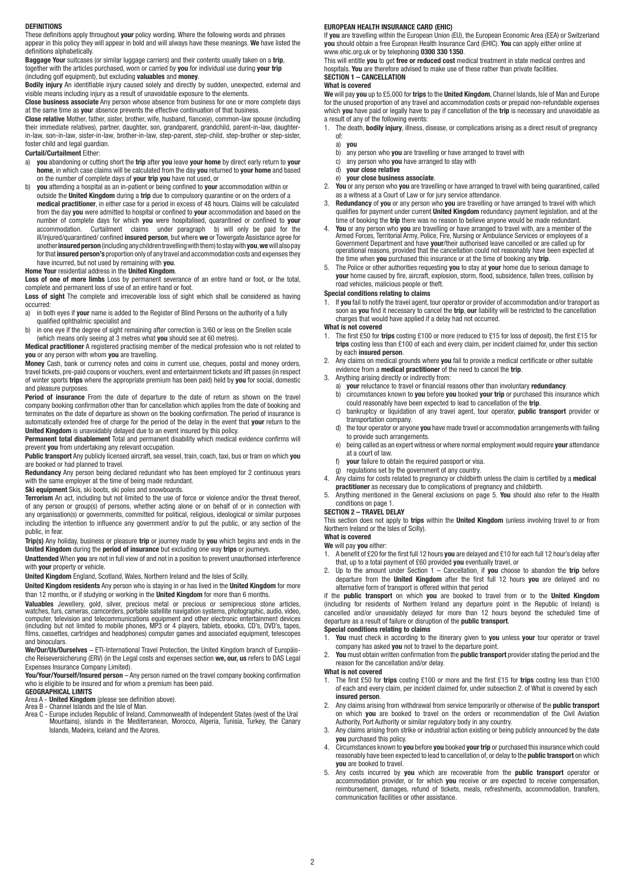## DEFINITIONS

These definitions apply throughout **your** policy wording. Where the following words and phrases appear in this policy they will appear in bold and will always have these meanings. **We** have listed the definitions alphabetically.

**Baggage Your** suitcases (or similar luggage carriers) and their contents usually taken on a **trip**, together with the articles purchased, worn or carried by **you** for individual use during **your trip** (including golf equipment), but excluding **valuables** and **money**.

**Bodily injury** An identifiable injury caused solely and directly by sudden, unexpected, external and visible means including injury as a result of unavoidable exposure to the elements.

**Close business associate** Any person whose absence from business for one or more complete days at the same time as **your** absence prevents the effective continuation of that business.

**Close relative** Mother, father, sister, brother, wife, husband, fiance(e), common-law spouse (including their immediate relatives), partner, daughter, son, grandparent, grandchild, parent-in-law, daughter-in-law, son-in-law, sister-in-law, brother-in-law, step-parent, step-child, step-brother or step-sister, foster child and legal guardian.

**Curtail/Curtailment** Either:

a) **you** abandoning or cutting short the **trip** after **you** leave **your home** by direct early return to **your home**, in which case claims will be calculated from the day **you** returned to **your home** and based on the number of complete days of **your trip you** have not used, or
b) **you** attending a hospital as an in-patient or being confined to **your** accommodation within or outside the **United Kingdom** during a **trip** due to compulsory quarantine or on the orders of a **medical practitioner**, in either case for a period in excess of 48 hours. Claims will be calculated from the day **you** were admitted to hospital or confined to **your** accommodation and based on the number of complete days for which **you** were hospitalised, quarantined or confined to **your** accommodation. Curtailment claims under paragraph b) will only be paid for the ill/injured/quarantined/ confined **insured person**, but where **we** or Towergate Assistance agree for another **insured person** (including any children travelling with them) to stay with **you**, **we** will also pay for that **insured person's** proportion only of any travel and accommodation costs and expenses they have incurred, but not used by remaining with **you**.

**Home Your** residential address in the **United Kingdom**.

**Loss of one of more limbs** Loss by permanent severance of an entire hand or foot, or the total, complete and permanent loss of use of an entire hand or foot.

**Loss of sight** The complete and irrecoverable loss of sight which shall be considered as having occurred:

a) in both eyes if **your** name is added to the Register of Blind Persons on the authority of a fully qualified ophthalmic specialist and
b) in one eye if the degree of sight remaining after correction is 3/60 or less on the Snellen scale (which means only seeing at 3 metres what **you** should see at 60 metres).

**Medical practitioner** A registered practising member of the medical profession who is not related to **you** or any person with whom **you** are travelling.

**Money** Cash, bank or currency notes and coins in current use, cheques, postal and money orders, travel tickets, pre-paid coupons or vouchers, event and entertainment tickets and lift passes (in respect of winter sports **trips** where the appropriate premium has been paid) held by **you** for social, domestic and pleasure purposes.

**Period of insurance** From the date of departure to the date of return as shown on the travel company booking confirmation other than for cancellation which applies from the date of booking and terminates on the date of departure as shown on the booking confirmation. The period of insurance is automatically extended free of charge for the period of the delay in the event that **your** return to the **United Kingdom** is unavoidably delayed due to an event insured by this policy.

**Permanent total disablement** Total and permanent disability which medical evidence confirms will prevent **you** from undertaking any relevant occupation.

**Public transport** Any publicly licensed aircraft, sea vessel, train, coach, taxi, bus or tram on which **you** are booked or had planned to travel.

**Redundancy** Any person being declared redundant who has been employed for 2 continuous years with the same employer at the time of being made redundant.

**Ski equipment** Skis, ski boots, ski poles and snowboards.

**Terrorism** An act, including but not limited to the use of force or violence and/or the threat thereof, of any person or group(s) of persons, whether acting alone or on behalf of or in connection with any organisation(s) or governments, committed for political, religious, ideological or similar purposes including the intention to influence any government and/or to put the public, or any section of the public, in fear.

**Trip(s)** Any holiday, business or pleasure **trip** or journey made by **you** which begins and ends in the **United Kingdom** during the **period of insurance** but excluding one way **trips** or journeys.

**Unattended** When **you** are not in full view of and not in a position to prevent unauthorised interference with **your** property or vehicle.

**United Kingdom** England, Scotland, Wales, Northern Ireland and the Isles of Scilly.

**United Kingdom residents** Any person who is staying in or has lived in the **United Kingdom** for more than 12 months, or if studying or working in the **United Kingdom** for more than 6 months.

**Valuables** Jewellery, gold, silver, precious metal or precious or semiprecious stone articles, watches, furs, cameras, camcorders, portable satellite navigation systems, photographic, audio, video, computer, television and telecommunications equipment and other electronic entertainment devices (including but not limited to mobile phones, MP3 or 4 players, tablets, ebooks, CD's, DVD's, tapes, films, cassettes, cartridges and headphones) computer games and associated equipment, telescopes and binoculars.

**We/Our/Us/Ourselves** – ETI-International Travel Protection, the United Kingdom branch of Europäische Reiseversicherung (ERV) (in the Legal costs and expenses section **we, our, us** refers to DAS Legal Expenses Insurance Company Limited).

**You/Your/Yourself/Insured person** – Any person named on the travel company booking confirmation who is eligible to be insured and for whom a premium has been paid.

## GEOGRAPHICAL LIMITS

Area A - **United Kingdom** (please see definition above).
Area B - Channel Islands and the Isle of Man.
Area C - Europe includes Republic of Ireland, Commonwealth of Independent States (west of the Ural Mountains), islands in the Mediterranean, Morocco, Algeria, Tunisia, Turkey, the Canary Islands, Madeira, Iceland and the Azores.

## EUROPEAN HEALTH INSURANCE CARD (EHIC)

If **you** are travelling within the European Union (EU), the European Economic Area (EEA) or Switzerland **you** should obtain a free European Health Insurance Card (EHIC). **You** can apply either online at www.ehic.org.uk or by telephoning **0300 330 1350**.

This will entitle **you** to get **free or reduced cost** medical treatment in state medical centres and hospitals. **You** are therefore advised to make use of these rather than private facilities.

## SECTION 1 – CANCELLATION

### What is covered

**We** will pay **you** up to £5,000 for **trips** to the **United Kingdom**, Channel Islands, Isle of Man and Europe for the unused proportion of any travel and accommodation costs or prepaid non-refundable expenses which **you** have paid or legally have to pay if cancellation of the **trip** is necessary and unavoidable as a result of any of the following events:

1. The death, **bodily injury**, illness, disease, or complications arising as a direct result of pregnancy of:
   a) **you**
   b) any person who **you** are travelling or have arranged to travel with
   c) any person who **you** have arranged to stay with
   d) **your close relative**
   e) **your close business associate**.
2. **You** or any person who **you** are travelling or have arranged to travel with being quarantined, called as a witness at a Court of Law or for jury service attendance.
3. **Redundancy** of **you** or any person who **you** are travelling or have arranged to travel with which qualifies for payment under current **United Kingdom** redundancy payment legislation, and at the time of booking the **trip** there was no reason to believe anyone would be made redundant.
4. **You** or any person who **you** are travelling or have arranged to travel with, are a member of the Armed Forces, Territorial Army, Police, Fire, Nursing or Ambulance Services or employees of a Government Department and have **your**/their authorised leave cancelled or are called up for operational reasons, provided that the cancellation could not reasonably have been expected at the time when **you** purchased this insurance or at the time of booking any **trip**.
5. The Police or other authorities requesting **you** to stay at **your** home due to serious damage to **your** home caused by fire, aircraft, explosion, storm, flood, subsidence, fallen trees, collision by road vehicles, malicious people or theft.

### Special conditions relating to claims

1. If **you** fail to notify the travel agent, tour operator or provider of accommodation and/or transport as soon as **you** find it necessary to cancel the **trip**, **our** liability will be restricted to the cancellation charges that would have applied if a delay had not occurred.

### What is not covered

1. The first £50 for **trips** costing £100 or more (reduced to £15 for loss of deposit), the first £15 for **trips** costing less than £100 of each and every claim, per incident claimed for, under this section by each **insured person**.
2. Any claims on medical grounds where **you** fail to provide a medical certificate or other suitable evidence from a **medical practitioner** of the need to cancel the **trip**.
3. Anything arising directly or indirectly from:
   a) **your** reluctance to travel or financial reasons other than involuntary **redundancy**.
   b) circumstances known to **you** before **you** booked **your trip** or purchased this insurance which could reasonably have been expected to lead to cancellation of the **trip**.
   c) bankruptcy or liquidation of any travel agent, tour operator, **public transport** provider or transportation company.
   d) the tour operator or anyone **you** have made travel or accommodation arrangements with failing to provide such arrangements.
   e) being called as an expert witness or where normal employment would require **your** attendance at a court of law.
   f) **your** failure to obtain the required passport or visa.
   g) regulations set by the government of any country.
4. Any claims for costs related to pregnancy or childbirth unless the claim is certified by a **medical practitioner** as necessary due to complications of pregnancy and childbirth.
5. Anything mentioned in the General exclusions on page 5. **You** should also refer to the Health conditions on page 1.

## SECTION 2 – TRAVEL DELAY

This section does not apply to **trips** within the **United Kingdom** (unless involving travel to or from Northern Ireland or the Isles of Scilly).

### What is covered

**We** will pay **you** either:

1. A benefit of £20 for the first full 12 hours **you** are delayed and £10 for each full 12 hour's delay after that, up to a total payment of £60 provided **you** eventually travel, or
2. Up to the amount under Section 1 – Cancellation, if **you** choose to abandon the **trip** before departure from the **United Kingdom** after the first full 12 hours **you** are delayed and no alternative form of transport is offered within that period

if the **public transport** on which **you** are booked to travel from or to the **United Kingdom** (including for residents of Northern Ireland any departure point in the Republic of Ireland) is cancelled and/or unavoidably delayed for more than 12 hours beyond the scheduled time of departure as a result of failure or disruption of the **public transport**.

### Special conditions relating to claims

1. **You** must check in according to the itinerary given to **you** unless **your** tour operator or travel company has asked **you** not to travel to the departure point.
2. **You** must obtain written confirmation from the **public transport** provider stating the period and the reason for the cancellation and/or delay.

### What is not covered

1. The first £50 for **trips** costing £100 or more and the first £15 for **trips** costing less than £100 of each and every claim, per incident claimed for, under subsection 2. of What is covered by each **insured person**.
2. Any claims arising from withdrawal from service temporarily or otherwise of the **public transport** on which **you** are booked to travel on the orders or recommendation of the Civil Aviation Authority, Port Authority or similar regulatory body in any country.
3. Any claims arising from strike or industrial action existing or being publicly announced by the date **you** purchased this policy.
4. Circumstances known to **you** before **you** booked **your trip** or purchased this insurance which could reasonably have been expected to lead to cancellation of, or delay to the **public transport** on which **you** are booked to travel.
5. Any costs incurred by **you** which are recoverable from the **public transport** operator or accommodation provider, or for which **you** receive or are expected to receive compensation, reimbursement, damages, refund of tickets, meals, refreshments, accommodation, transfers, communication facilities or other assistance.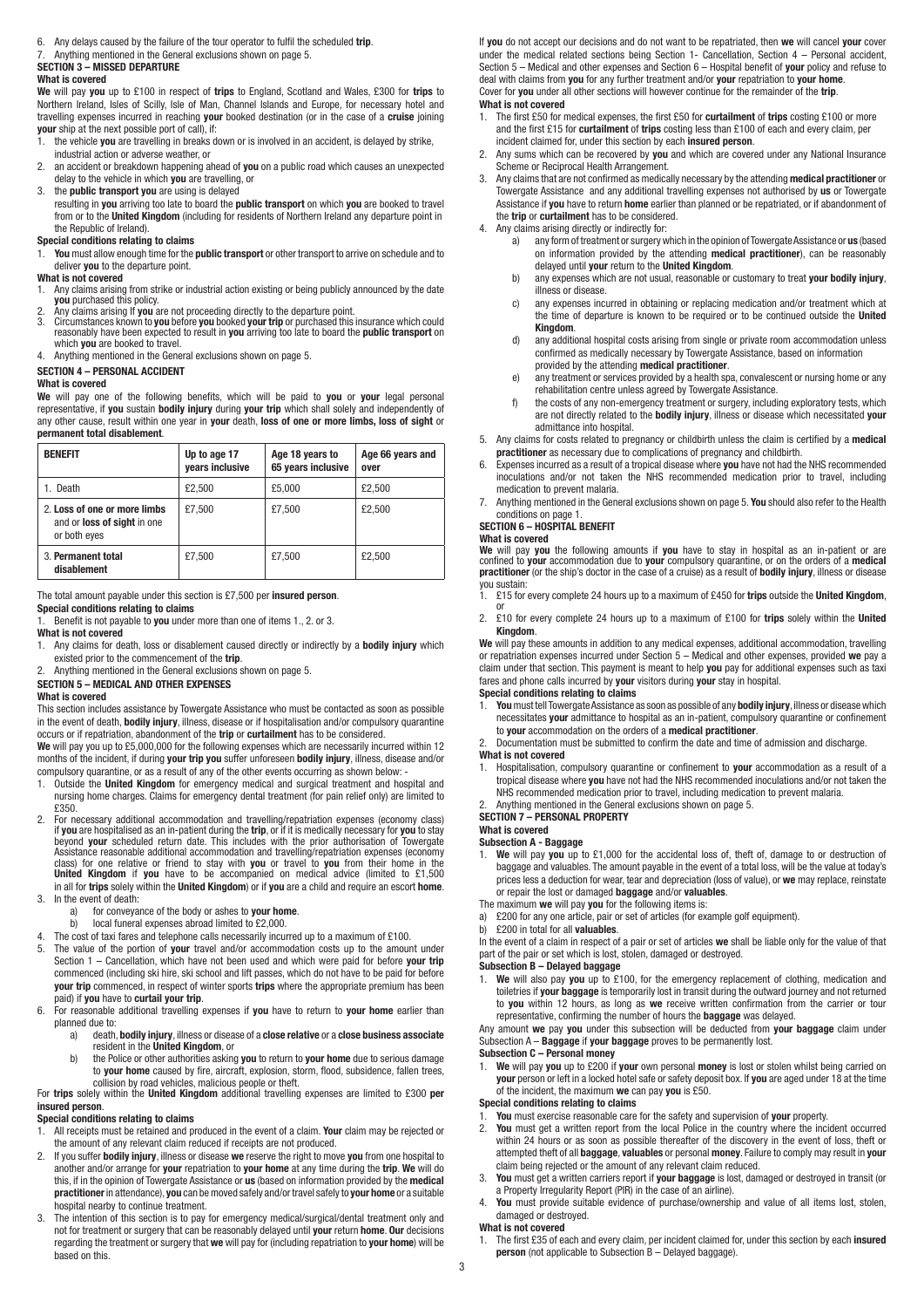6. Any delays caused by the failure of the tour operator to fulfil the scheduled **trip**.
7. Anything mentioned in the General exclusions shown on page 5.

## SECTION 3 – MISSED DEPARTURE

**What is covered**

**We** will pay **you** up to £100 in respect of **trips** to England, Scotland and Wales, £300 for **trips** to Northern Ireland, Isles of Scilly, Isle of Man, Channel Islands and Europe, for necessary hotel and travelling expenses incurred in reaching **your** booked destination (or in the case of a **cruise** joining **your** ship at the next possible port of call), if:

1. the vehicle **you** are travelling in breaks down or is involved in an accident, is delayed by strike, industrial action or adverse weather, or
2. an accident or breakdown happening ahead of **you** on a public road which causes an unexpected delay to the vehicle in which **you** are travelling, or
3. the **public transport you** are using is delayed

resulting in **you** arriving too late to board the **public transport** on which **you** are booked to travel from or to the **United Kingdom** (including for residents of Northern Ireland any departure point in the Republic of Ireland).

**Special conditions relating to claims**

1. **You** must allow enough time for the **public transport** or other transport to arrive on schedule and to deliver **you** to the departure point.

**What is not covered**

1. Any claims arising from strike or industrial action existing or being publicly announced by the date **you** purchased this policy.
2. Any claims arising If **you** are not proceeding directly to the departure point.
3. Circumstances known to **you** before **you** booked **your trip** or purchased this insurance which could reasonably have been expected to result in **you** arriving too late to board the **public transport** on which **you** are booked to travel.
4. Anything mentioned in the General exclusions shown on page 5.

## SECTION 4 – PERSONAL ACCIDENT

**What is covered**

**We** will pay one of the following benefits, which will be paid to **you** or **your** legal personal representative, if **you** sustain **bodily injury** during **your trip** which shall solely and independently of any other cause, result within one year in **your** death, **loss of one or more limbs, loss of sight** or **permanent total disablement**.

| BENEFIT | Up to age 17 years inclusive | Age 18 years to 65 years inclusive | Age 66 years and over |
|---|---|---|---|
| 1. Death | £2,500 | £5,000 | £2,500 |
| 2. Loss of one or more limbs and or loss of sight in one or both eyes | £7,500 | £7,500 | £2,500 |
| 3. Permanent total disablement | £7,500 | £7,500 | £2,500 |

The total amount payable under this section is £7,500 per **insured person**.

**Special conditions relating to claims**

1. Benefit is not payable to **you** under more than one of items 1., 2. or 3.

**What is not covered**

1. Any claims for death, loss or disablement caused directly or indirectly by a **bodily injury** which existed prior to the commencement of the **trip**.
2. Anything mentioned in the General exclusions shown on page 5.

## SECTION 5 – MEDICAL AND OTHER EXPENSES

**What is covered**

This section includes assistance by Towergate Assistance who must be contacted as soon as possible in the event of death, **bodily injury**, illness, disease or if hospitalisation and/or compulsory quarantine occurs or if repatriation, abandonment of the **trip** or **curtailment** has to be considered.

**We** will pay you up to £5,000,000 for the following expenses which are necessarily incurred within 12 months of the incident, if during **your trip you** suffer unforeseen **bodily injury**, illness, disease and/or compulsory quarantine, or as a result of any of the other events occurring as shown below: -

1. Outside the **United Kingdom** for emergency medical and surgical treatment and hospital and nursing home charges. Claims for emergency dental treatment (for pain relief only) are limited to £350.
2. For necessary additional accommodation and travelling/repatriation expenses (economy class) if **you** are hospitalised as an in-patient during the **trip**, or if it is medically necessary for **you** to stay beyond **your** scheduled return date. This includes with the prior authorisation of Towergate Assistance reasonable additional accommodation and travelling/repatriation expenses (economy class) for one relative or friend to stay with **you** or travel to **you** from their home in the **United Kingdom** if **you** have to be accompanied on medical advice (limited to £1,500 in all for **trips** solely within the **United Kingdom**) or if **you** are a child and require an escort **home**.
3. In the event of death:
   a) for conveyance of the body or ashes to **your home**.
   b) local funeral expenses abroad limited to £2,000.
4. The cost of taxi fares and telephone calls necessarily incurred up to a maximum of £100.
5. The value of the portion of **your** travel and/or accommodation costs up to the amount under Section 1 – Cancellation, which have not been used and which were paid for before **your trip** commenced (including ski hire, ski school and lift passes, which do not have to be paid for before **your trip** commenced, in respect of winter sports **trips** where the appropriate premium has been paid) if **you** have to **curtail your trip**.
6. For reasonable additional travelling expenses if **you** have to return to **your home** earlier than planned due to:
   a) death, **bodily injury**, illness or disease of a **close relative** or a **close business associate** resident in the **United Kingdom**, or
   b) the Police or other authorities asking **you** to return to **your home** due to serious damage to **your home** caused by fire, aircraft, explosion, storm, flood, subsidence, fallen trees, collision by road vehicles, malicious people or theft.

For **trips** solely within the **United Kingdom** additional travelling expenses are limited to £300 **per insured person**.

**Special conditions relating to claims**

1. All receipts must be retained and produced in the event of a claim. **Your** claim may be rejected or the amount of any relevant claim reduced if receipts are not produced.
2. If you suffer **bodily injury**, illness or disease **we** reserve the right to move **you** from one hospital to another and/or arrange for **your** repatriation to **your home** at any time during the **trip**. **We** will do this, if in the opinion of Towergate Assistance or **us** (based on information provided by the **medical practitioner** in attendance), **you** can be moved safely and/or travel safely to **your home** or a suitable hospital nearby to continue treatment.
3. The intention of this section is to pay for emergency medical/surgical/dental treatment only and not for treatment or surgery that can be reasonably delayed until **your** return **home**. **Our** decisions regarding the treatment or surgery that **we** will pay for (including repatriation to **your home**) will be based on this.

If **you** do not accept our decisions and do not want to be repatriated, then **we** will cancel **your** cover under the medical related sections being Section 1- Cancellation, Section 4 – Personal accident, Section 5 – Medical and other expenses and Section 6 – Hospital benefit of **your** policy and refuse to deal with claims from **you** for any further treatment and/or **your** repatriation to **your home**.
Cover for **you** under all other sections will however continue for the remainder of the **trip**.

**What is not covered**

1. The first £50 for medical expenses, the first £50 for **curtailment** of **trips** costing £100 or more and the first £15 for **curtailment** of **trips** costing less than £100 of each and every claim, per incident claimed for, under this section by each **insured person**.
2. Any sums which can be recovered by **you** and which are covered under any National Insurance Scheme or Reciprocal Health Arrangement.
3. Any claims that are not confirmed as medically necessary by the attending **medical practitioner** or Towergate Assistance and any additional travelling expenses not authorised by **us** or Towergate Assistance if **you** have to return **home** earlier than planned or be repatriated, or if abandonment of the **trip** or **curtailment** has to be considered.
4. Any claims arising directly or indirectly for:
   a) any form of treatment or surgery which in the opinion of Towergate Assistance or **us** (based on information provided by the attending **medical practitioner**), can be reasonably delayed until **your** return to the **United Kingdom**.
   b) any expenses which are not usual, reasonable or customary to treat **your bodily injury**, illness or disease.
   c) any expenses incurred in obtaining or replacing medication and/or treatment which at the time of departure is known to be required or to be continued outside the **United Kingdom**.
   d) any additional hospital costs arising from single or private room accommodation unless confirmed as medically necessary by Towergate Assistance, based on information provided by the attending **medical practitioner**.
   e) any treatment or services provided by a health spa, convalescent or nursing home or any rehabilitation centre unless agreed by Towergate Assistance.
   f) the costs of any non-emergency treatment or surgery, including exploratory tests, which are not directly related to the **bodily injury**, illness or disease which necessitated **your** admittance into hospital.
5. Any claims for costs related to pregnancy or childbirth unless the claim is certified by a **medical practitioner** as necessary due to complications of pregnancy and childbirth.
6. Expenses incurred as a result of a tropical disease where **you** have not had the NHS recommended inoculations and/or not taken the NHS recommended medication prior to travel, including medication to prevent malaria.
7. Anything mentioned in the General exclusions shown on page 5. **You** should also refer to the Health conditions on page 1.

## SECTION 6 – HOSPITAL BENEFIT

**What is covered**

**We** will pay **you** the following amounts if **you** have to stay in hospital as an in-patient or are confined to **your** accommodation due to **your** compulsory quarantine, or on the orders of a **medical practitioner** (or the ship's doctor in the case of a cruise) as a result of **bodily injury**, illness or disease you sustain:

1. £15 for every complete 24 hours up to a maximum of £450 for **trips** outside the **United Kingdom**, or
2. £10 for every complete 24 hours up to a maximum of £100 for **trips** solely within the **United Kingdom**.

**We** will pay these amounts in addition to any medical expenses, additional accommodation, travelling or repatriation expenses incurred under Section 5 – Medical and other expenses, provided **we** pay a claim under that section. This payment is meant to help **you** pay for additional expenses such as taxi fares and phone calls incurred by **your** visitors during **your** stay in hospital.

**Special conditions relating to claims**

1. **You** must tell Towergate Assistance as soon as possible of any **bodily injury**, illness or disease which necessitates **your** admittance to hospital as an in-patient, compulsory quarantine or confinement to **your** accommodation on the orders of a **medical practitioner**.
2. Documentation must be submitted to confirm the date and time of admission and discharge.

**What is not covered**

1. Hospitalisation, compulsory quarantine or confinement to **your** accommodation as a result of a tropical disease where **you** have not had the NHS recommended inoculations and/or not taken the NHS recommended medication prior to travel, including medication to prevent malaria.
2. Anything mentioned in the General exclusions shown on page 5.

## SECTION 7 – PERSONAL PROPERTY

**What is covered**

**Subsection A - Baggage**

1. **We** will pay **you** up to £1,000 for the accidental loss of, theft of, damage to or destruction of baggage and valuables. The amount payable in the event of a total loss, will be the value at today's prices less a deduction for wear, tear and depreciation (loss of value), or **we** may replace, reinstate or repair the lost or damaged **baggage** and/or **valuables**.

The maximum **we** will pay **you** for the following items is:

a) £200 for any one article, pair or set of articles (for example golf equipment).
b) £200 in total for all **valuables**.

In the event of a claim in respect of a pair or set of articles **we** shall be liable only for the value of that part of the pair or set which is lost, stolen, damaged or destroyed.

**Subsection B – Delayed baggage**

1. **We** will also pay **you** up to £100, for the emergency replacement of clothing, medication and toiletries if **your baggage** is temporarily lost in transit during the outward journey and not returned to **you** within 12 hours, as long as **we** receive written confirmation from the carrier or tour representative, confirming the number of hours the **baggage** was delayed.

Any amount **we** pay **you** under this subsection will be deducted from **your baggage** claim under Subsection A – **Baggage** if **your baggage** proves to be permanently lost.

**Subsection C – Personal money**

1. **We** will pay **you** up to £200 if **your** own personal **money** is lost or stolen whilst being carried on **your** person or left in a locked hotel safe or safety deposit box. If **you** are aged under 18 at the time of the incident, the maximum **we** can pay **you** is £50.

**Special conditions relating to claims**

1. **You** must exercise reasonable care for the safety and supervision of **your** property.
2. **You** must get a written report from the local Police in the country where the incident occurred within 24 hours or as soon as possible thereafter of the discovery in the event of loss, theft or attempted theft of all **baggage**, **valuables** or personal **money**. Failure to comply may result in **your** claim being rejected or the amount of any relevant claim reduced.
3. **You** must get a written carriers report if **your baggage** is lost, damaged or destroyed in transit (or a Property Irregularity Report (PIR) in the case of an airline).
4. **You** must provide suitable evidence of purchase/ownership and value of all items lost, stolen, damaged or destroyed.

**What is not covered**

1. The first £35 of each and every claim, per incident claimed for, under this section by each **insured person** (not applicable to Subsection B – Delayed baggage).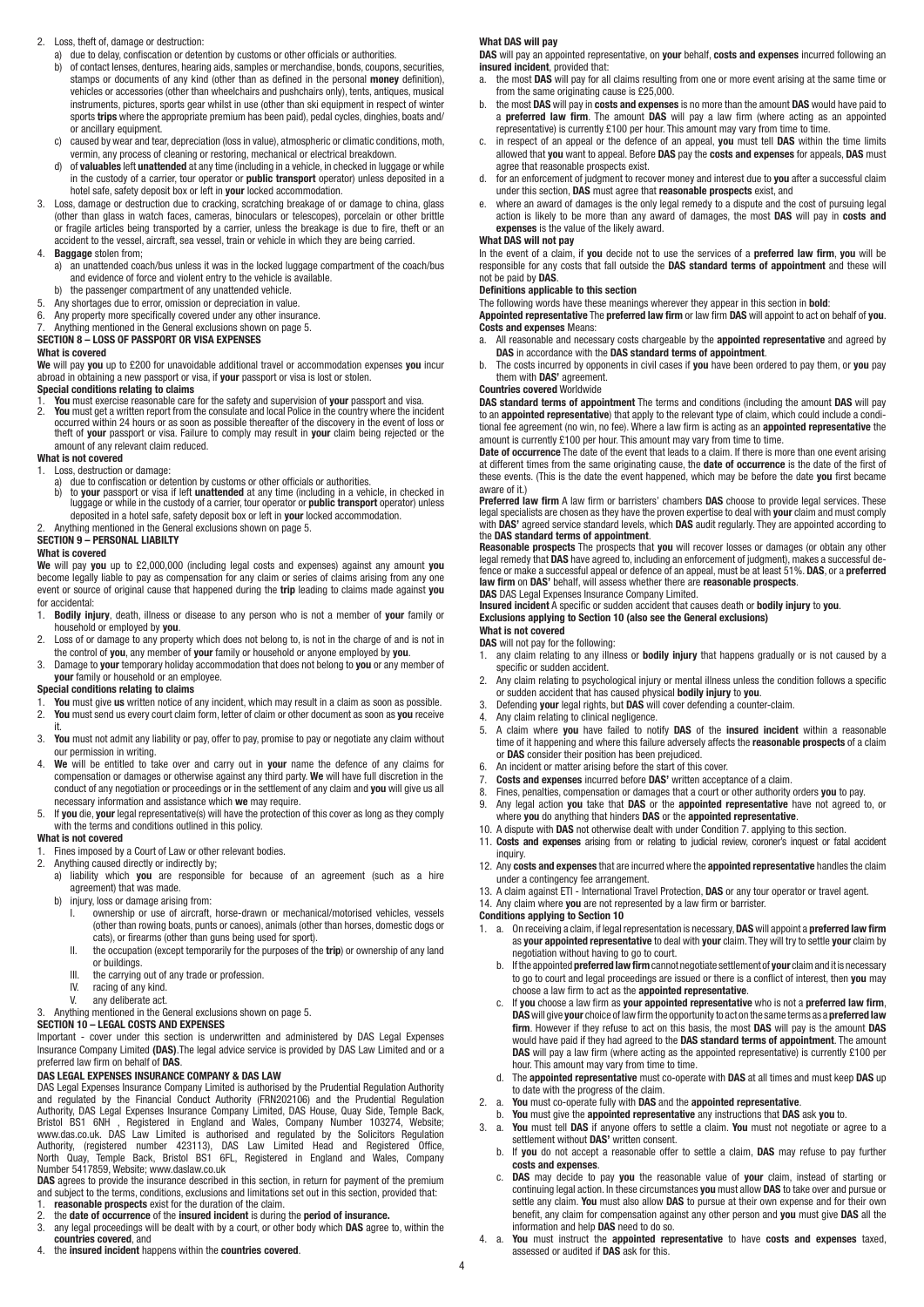2. Loss, theft of, damage or destruction:
   a) due to delay, confiscation or detention by customs or other officials or authorities.
   b) of contact lenses, dentures, hearing aids, samples or merchandise, bonds, coupons, securities, stamps or documents of any kind (other than as defined in the personal **money** definition), vehicles or accessories (other than wheelchairs and pushchairs only), tents, antiques, musical instruments, pictures, sports gear whilst in use (other than ski equipment in respect of winter sports **trips** where the appropriate premium has been paid), pedal cycles, dinghies, boats and/or ancillary equipment.
   c) caused by wear and tear, depreciation (loss in value), atmospheric or climatic conditions, moth, vermin, any process of cleaning or restoring, mechanical or electrical breakdown.
   d) of **valuables** left **unattended** at any time (including in a vehicle, in checked in luggage or while in the custody of a carrier, tour operator or **public transport** operator) unless deposited in a hotel safe, safety deposit box or left in **your** locked accommodation.
3. Loss, damage or destruction due to cracking, scratching breakage of or damage to china, glass (other than glass in watch faces, cameras, binoculars or telescopes), porcelain or other brittle or fragile articles being transported by a carrier, unless the breakage is due to fire, theft or an accident to the vessel, aircraft, sea vessel, train or vehicle in which they are being carried.
4. **Baggage** stolen from;
   a) an unattended coach/bus unless it was in the locked luggage compartment of the coach/bus and evidence of force and violent entry to the vehicle is available.
   b) the passenger compartment of any unattended vehicle.
5. Any shortages due to error, omission or depreciation in value.
6. Any property more specifically covered under any other insurance.
7. Anything mentioned in the General exclusions shown on page 5.

## SECTION 8 – LOSS OF PASSPORT OR VISA EXPENSES

**What is covered**

**We** will pay **you** up to £200 for unavoidable additional travel or accommodation expenses **you** incur abroad in obtaining a new passport or visa, if **your** passport or visa is lost or stolen.

**Special conditions relating to claims**

1. **You** must exercise reasonable care for the safety and supervision of **your** passport and visa.
2. **You** must get a written report from the consulate and local Police in the country where the incident occurred within 24 hours or as soon as possible thereafter of the discovery in the event of loss or theft of **your** passport or visa. Failure to comply may result in **your** claim being rejected or the amount of any relevant claim reduced.

**What is not covered**

1. Loss, destruction or damage:
   a) due to confiscation or detention by customs or other officials or authorities.
   b) to **your** passport or visa if left **unattended** at any time (including in a vehicle, in checked in luggage or while in the custody of a carrier, tour operator or **public transport** operator) unless deposited in a hotel safe, safety deposit box or left in **your** locked accommodation.
2. Anything mentioned in the General exclusions shown on page 5.

## SECTION 9 – PERSONAL LIABILTY

**What is covered**

**We** will pay **you** up to £2,000,000 (including legal costs and expenses) against any amount **you** become legally liable to pay as compensation for any claim or series of claims arising from any one event or source of original cause that happened during the **trip** leading to claims made against **you** for accidental:

1. **Bodily injury**, death, illness or disease to any person who is not a member of **your** family or household or employed by **you**.
2. Loss of or damage to any property which does not belong to, is not in the charge of and is not in the control of **you**, any member of **your** family or household or anyone employed by **you**.
3. Damage to **your** temporary holiday accommodation that does not belong to **you** or any member of **your** family or household or an employee.

**Special conditions relating to claims**

1. **You** must give **us** written notice of any incident, which may result in a claim as soon as possible.
2. **You** must send us every court claim form, letter of claim or other document as soon as **you** receive it.
3. **You** must not admit any liability or pay, offer to pay, promise to pay or negotiate any claim without our permission in writing.
4. **We** will be entitled to take over and carry out in **your** name the defence of any claims for compensation or damages or otherwise against any third party. **We** will have full discretion in the conduct of any negotiation or proceedings or in the settlement of any claim and **you** will give us all necessary information and assistance which **we** may require.
5. If **you** die, **your** legal representative(s) will have the protection of this cover as long as they comply with the terms and conditions outlined in this policy.

**What is not covered**

1. Fines imposed by a Court of Law or other relevant bodies.
2. Anything caused directly or indirectly by;
   a) liability which **you** are responsible for because of an agreement (such as a hire agreement) that was made.
   b) injury, loss or damage arising from:
      I. ownership or use of aircraft, horse-drawn or mechanical/motorised vehicles, vessels (other than rowing boats, punts or canoes), animals (other than horses, domestic dogs or cats), or firearms (other than guns being used for sport).
      II. the occupation (except temporarily for the purposes of the **trip**) or ownership of any land or buildings.
      III. the carrying out of any trade or profession.
      IV. racing of any kind.
      V. any deliberate act.
3. Anything mentioned in the General exclusions shown on page 5.

## SECTION 10 – LEGAL COSTS AND EXPENSES

Important - cover under this section is underwritten and administered by DAS Legal Expenses Insurance Company Limited **(DAS)**. The legal advice service is provided by DAS Law Limited and or a preferred law firm on behalf of **DAS**.

**DAS LEGAL EXPENSES INSURANCE COMPANY & DAS LAW**

DAS Legal Expenses Insurance Company Limited is authorised by the Prudential Regulation Authority and regulated by the Financial Conduct Authority (FRN202106) and the Prudential Regulation Authority, DAS Legal Expenses Insurance Company Limited, DAS House, Quay Side, Temple Back, Bristol BS1 6NH , Registered in England and Wales, Company Number 103274, Website; www.das.co.uk. DAS Law Limited is authorised and regulated by the Solicitors Regulation Authority, (registered number 423113), DAS Law Limited Head and Registered Office, North Quay, Temple Back, Bristol BS1 6FL, Registered in England and Wales, Company Number 5417859, Website; www.daslaw.co.uk

**DAS** agrees to provide the insurance described in this section, in return for payment of the premium and subject to the terms, conditions, exclusions and limitations set out in this section, provided that:

1. **reasonable prospects** exist for the duration of the claim.
2. the **date of occurrence** of the **insured incident** is during the **period of insurance.**
3. any legal proceedings will be dealt with by a court, or other body which **DAS** agree to, within the **countries covered**, and
4. the **insured incident** happens within the **countries covered**.

**What DAS will pay**

**DAS** will pay an appointed representative, on **your** behalf, **costs and expenses** incurred following an **insured incident**, provided that:

a. the most **DAS** will pay for all claims resulting from one or more event arising at the same time or from the same originating cause is £25,000.
b. the most **DAS** will pay in **costs and expenses** is no more than the amount **DAS** would have paid to a **preferred law firm**. The amount **DAS** will pay a law firm (where acting as an appointed representative) is currently £100 per hour. This amount may vary from time to time.
c. in respect of an appeal or the defence of an appeal, **you** must tell **DAS** within the time limits allowed that **you** want to appeal. Before **DAS** pay the **costs and expenses** for appeals, **DAS** must agree that reasonable prospects exist.
d. for an enforcement of judgment to recover money and interest due to **you** after a successful claim under this section, **DAS** must agree that **reasonable prospects** exist, and
e. where an award of damages is the only legal remedy to a dispute and the cost of pursuing legal action is likely to be more than any award of damages, the most **DAS** will pay in **costs and expenses** is the value of the likely award.

**What DAS will not pay**

In the event of a claim, if **you** decide not to use the services of a **preferred law firm**, **you** will be responsible for any costs that fall outside the **DAS standard terms of appointment** and these will not be paid by **DAS**.

**Definitions applicable to this section**

The following words have these meanings wherever they appear in this section in **bold**:

**Appointed representative** The **preferred law firm** or law firm **DAS** will appoint to act on behalf of **you**.

**Costs and expenses** Means:

a. All reasonable and necessary costs chargeable by the **appointed representative** and agreed by **DAS** in accordance with the **DAS standard terms of appointment**.
b. The costs incurred by opponents in civil cases if **you** have been ordered to pay them, or **you** pay them with **DAS'** agreement.

**Countries covered** Worldwide

**DAS standard terms of appointment** The terms and conditions (including the amount **DAS** will pay to an **appointed representative**) that apply to the relevant type of claim, which could include a conditional fee agreement (no win, no fee). Where a law firm is acting as an **appointed representative** the amount is currently £100 per hour. This amount may vary from time to time.

**Date of occurrence** The date of the event that leads to a claim. If there is more than one event arising at different times from the same originating cause, the **date of occurrence** is the date of the first of these events. (This is the date the event happened, which may be before the date **you** first became aware of it.)

**Preferred law firm** A law firm or barristers' chambers **DAS** choose to provide legal services. These legal specialists are chosen as they have the proven expertise to deal with **your** claim and must comply with **DAS'** agreed service standard levels, which **DAS** audit regularly. They are appointed according to the **DAS standard terms of appointment**.

**Reasonable prospects** The prospects that **you** will recover losses or damages (or obtain any other legal remedy that **DAS** have agreed to, including an enforcement of judgment), makes a successful defence or make a successful appeal or defence of an appeal, must be at least 51%. **DAS**, or a **preferred law firm** on **DAS'** behalf, will assess whether there are **reasonable prospects**.

**DAS** DAS Legal Expenses Insurance Company Limited.

**Insured incident** A specific or sudden accident that causes death or **bodily injury** to **you**.

**Exclusions applying to Section 10 (also see the General exclusions)**

**What is not covered**

**DAS** will not pay for the following:

1. any claim relating to any illness or **bodily injury** that happens gradually or is not caused by a specific or sudden accident.
2. Any claim relating to psychological injury or mental illness unless the condition follows a specific or sudden accident that has caused physical **bodily injury** to **you**.
3. Defending **your** legal rights, but **DAS** will cover defending a counter-claim.
4. Any claim relating to clinical negligence.
5. A claim where **you** have failed to notify **DAS** of the **insured incident** within a reasonable time of it happening and where this failure adversely affects the **reasonable prospects** of a claim or **DAS** consider their position has been prejudiced.
6. An incident or matter arising before the start of this cover.
7. **Costs and expenses** incurred before **DAS'** written acceptance of a claim.
8. Fines, penalties, compensation or damages that a court or other authority orders **you** to pay.
9. Any legal action **you** take that **DAS** or the **appointed representative** have not agreed to, or where **you** do anything that hinders **DAS** or the **appointed representative**.
10. A dispute with **DAS** not otherwise dealt with under Condition 7. applying to this section.
11. **Costs and expenses** arising from or relating to judicial review, coroner's inquest or fatal accident inquiry.
12. Any **costs and expenses** that are incurred where the **appointed representative** handles the claim under a contingency fee arrangement.
13. A claim against ETI - International Travel Protection, **DAS** or any tour operator or travel agent.
14. Any claim where **you** are not represented by a law firm or barrister.

**Conditions applying to Section 10**

1. a. On receiving a claim, if legal representation is necessary, **DAS** will appoint a **preferred law firm** as **your appointed representative** to deal with **your** claim. They will try to settle **your** claim by negotiation without having to go to court.
   b. If the appointed **preferred law firm** cannot negotiate settlement of **your** claim and it is necessary to go to court and legal proceedings are issued or there is a conflict of interest, then **you** may choose a law firm to act as the **appointed representative**.
   c. If **you** choose a law firm as **your appointed representative** who is not a **preferred law firm**, **DAS** will give **your** choice of law firm the opportunity to act on the same terms as a **preferred law firm**. However if they refuse to act on this basis, the most **DAS** will pay is the amount **DAS** would have paid if they had agreed to the **DAS standard terms of appointment**. The amount **DAS** will pay a law firm (where acting as the appointed representative) is currently £100 per hour. This amount may vary from time to time.
   d. The **appointed representative** must co-operate with **DAS** at all times and must keep **DAS** up to date with the progress of the claim.
2. a. **You** must co-operate fully with **DAS** and the **appointed representative**.
   b. **You** must give the **appointed representative** any instructions that **DAS** ask **you** to.
3. a. **You** must tell **DAS** if anyone offers to settle a claim. **You** must not negotiate or agree to a settlement without **DAS'** written consent.
   b. If **you** do not accept a reasonable offer to settle a claim, **DAS** may refuse to pay further **costs and expenses**.
   c. **DAS** may decide to pay **you** the reasonable value of **your** claim, instead of starting or continuing legal action. In these circumstances **you** must allow **DAS** to take over and pursue or settle any claim. **You** must also allow **DAS** to pursue at their own expense and for their own benefit, any claim for compensation against any other person and **you** must give **DAS** all the information and help **DAS** need to do so.
4. a. **You** must instruct the **appointed representative** to have **costs and expenses** taxed, assessed or audited if **DAS** ask for this.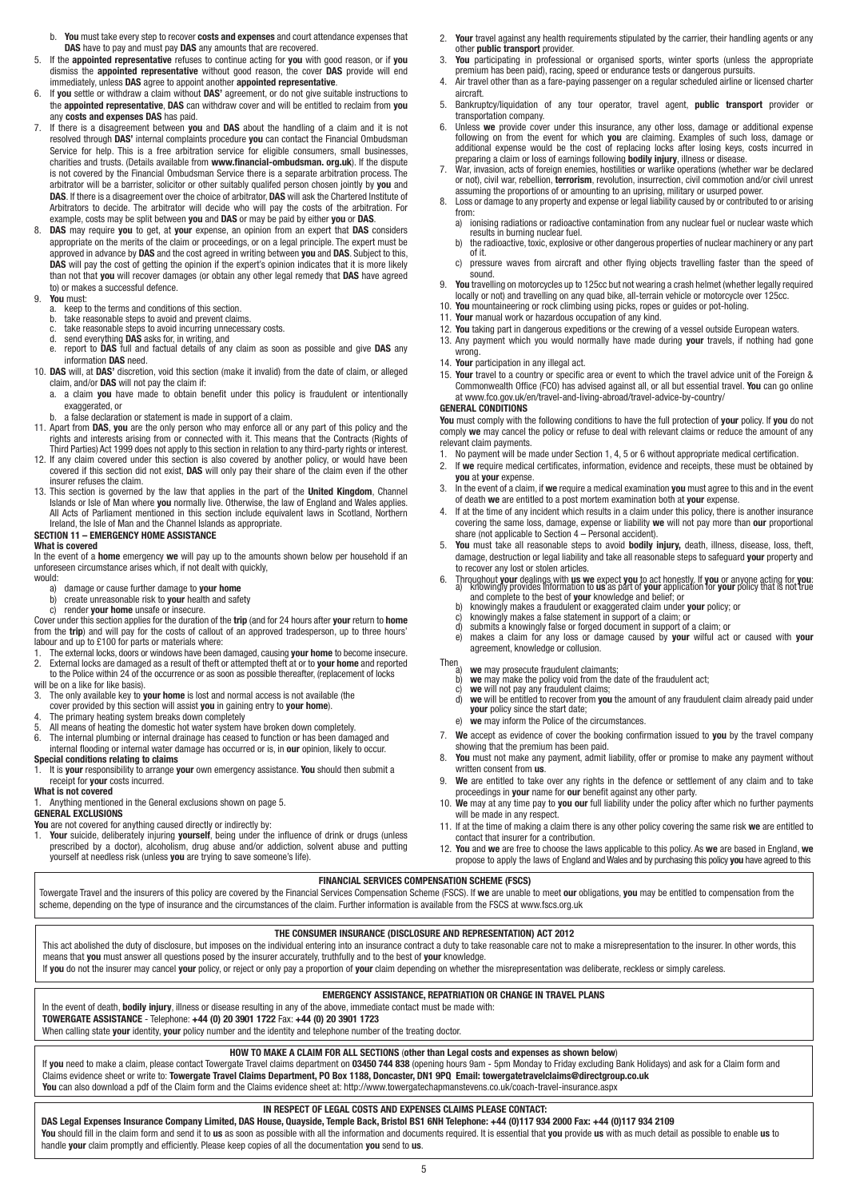b. **You** must take every step to recover **costs and expenses** and court attendance expenses that **DAS** have to pay and must pay **DAS** any amounts that are recovered.

5. If the **appointed representative** refuses to continue acting for **you** with good reason, or if **you** dismiss the **appointed representative** without good reason, the cover **DAS** provide will end immediately, unless **DAS** agree to appoint another **appointed representative**.
6. If **you** settle or withdraw a claim without **DAS'** agreement, or do not give suitable instructions to the **appointed representative**, **DAS** can withdraw cover and will be entitled to reclaim from **you** any **costs and expenses DAS** has paid.
7. If there is a disagreement between **you** and **DAS** about the handling of a claim and it is not resolved through **DAS'** internal complaints procedure **you** can contact the Financial Ombudsman Service for help. This is a free arbitration service for eligible consumers, small businesses, charities and trusts. (Details available from **www.financial-ombudsman. org.uk**). If the dispute is not covered by the Financial Ombudsman Service there is a separate arbitration process. The arbitrator will be a barrister, solicitor or other suitably qualifed person chosen jointly by **you** and **DAS**. If there is a disagreement over the choice of arbitrator, **DAS** will ask the Chartered Institute of Arbitrators to decide. The arbitrator will decide who will pay the costs of the arbitration. For example, costs may be split between **you** and **DAS** or may be paid by either **you** or **DAS**.
8. **DAS** may require **you** to get, at **your** expense, an opinion from an expert that **DAS** considers appropriate on the merits of the claim or proceedings, or on a legal principle. The expert must be approved in advance by **DAS** and the cost agreed in writing between **you** and **DAS**. Subject to this, **DAS** will pay the cost of getting the opinion if the expert's opinion indicates that it is more likely than not that **you** will recover damages (or obtain any other legal remedy that **DAS** have agreed to) or makes a successful defence.
9. **You** must:
   a. keep to the terms and conditions of this section.
   b. take reasonable steps to avoid and prevent claims.
   c. take reasonable steps to avoid incurring unnecessary costs.
   d. send everything **DAS** asks for, in writing, and
   e. report to **DAS** full and factual details of any claim as soon as possible and give **DAS** any information **DAS** need.
10. **DAS** will, at **DAS'** discretion, void this section (make it invalid) from the date of claim, or alleged claim, and/or **DAS** will not pay the claim if:
    a. a claim **you** have made to obtain benefit under this policy is fraudulent or intentionally exaggerated, or
    b. a false declaration or statement is made in support of a claim.
11. Apart from **DAS**, **you** are the only person who may enforce all or any part of this policy and the rights and interests arising from or connected with it. This means that the Contracts (Rights of Third Parties) Act 1999 does not apply to this section in relation to any third-party rights or interest.
12. If any claim covered under this section is also covered by another policy, or would have been covered if this section did not exist, **DAS** will only pay their share of the claim even if the other insurer refuses the claim.
13. This section is governed by the law that applies in the part of the **United Kingdom**, Channel Islands or Isle of Man where **you** normally live. Otherwise, the law of England and Wales applies. All Acts of Parliament mentioned in this section include equivalent laws in Scotland, Northern Ireland, the Isle of Man and the Channel Islands as appropriate.

## SECTION 11 – EMERGENCY HOME ASSISTANCE

**What is covered**

In the event of a **home** emergency **we** will pay up to the amounts shown below per household if an unforeseen circumstance arises which, if not dealt with quickly, would:

a) damage or cause further damage to **your home**
b) create unreasonable risk to **your** health and safety
c) render **your home** unsafe or insecure.

Cover under this section applies for the duration of the **trip** (and for 24 hours after **your** return to **home** from the **trip**) and will pay for the costs of callout of an approved tradesperson, up to three hours' labour and up to £100 for parts or materials where:

1. The external locks, doors or windows have been damaged, causing **your home** to become insecure.
2. External locks are damaged as a result of theft or attempted theft at or to **your home** and reported to the Police within 24 of the occurrence or as soon as possible thereafter, (replacement of locks will be on a like for like basis).
3. The only available key to **your home** is lost and normal access is not available (the cover provided by this section will assist **you** in gaining entry to **your home**).
4. The primary heating system breaks down completely
5. All means of heating the domestic hot water system have broken down completely.
6. The internal plumbing or internal drainage has ceased to function or has been damaged and internal flooding or internal water damage has occurred or is, in **our** opinion, likely to occur.

**Special conditions relating to claims**

1. It is **your** responsibility to arrange **your** own emergency assistance. **You** should then submit a receipt for **your** costs incurred.

**What is not covered**

1. Anything mentioned in the General exclusions shown on page 5.

## GENERAL EXCLUSIONS

**You** are not covered for anything caused directly or indirectly by:

1. **Your** suicide, deliberately injuring **yourself**, being under the influence of drink or drugs (unless prescribed by a doctor), alcoholism, drug abuse and/or addiction, solvent abuse and putting yourself at needless risk (unless **you** are trying to save someone's life).
2. **Your** travel against any health requirements stipulated by the carrier, their handling agents or any other **public transport** provider.
3. **You** participating in professional or organised sports, winter sports (unless the appropriate premium has been paid), racing, speed or endurance tests or dangerous pursuits.
4. Air travel other than as a fare-paying passenger on a regular scheduled airline or licensed charter aircraft.
5. Bankruptcy/liquidation of any tour operator, travel agent, **public transport** provider or transportation company.
6. Unless **we** provide cover under this insurance, any other loss, damage or additional expense following on from the event for which **you** are claiming. Examples of such loss, damage or additional expense would be the cost of replacing locks after losing keys, costs incurred in preparing a claim or loss of earnings following **bodily injury**, illness or disease.
7. War, invasion, acts of foreign enemies, hostilities or warlike operations (whether war be declared or not), civil war, rebellion, **terrorism**, revolution, insurrection, civil commotion and/or civil unrest assuming the proportions of or amounting to an uprising, military or usurped power.
8. Loss or damage to any property and expense or legal liability caused by or contributed to or arising from:
   a) ionising radiations or radioactive contamination from any nuclear fuel or nuclear waste which results in burning nuclear fuel.
   b) the radioactive, toxic, explosive or other dangerous properties of nuclear machinery or any part of it.
   c) pressure waves from aircraft and other flying objects travelling faster than the speed of sound.
9. **You** travelling on motorcycles up to 125cc but not wearing a crash helmet (whether legally required locally or not) and travelling on any quad bike, all-terrain vehicle or motorcycle over 125cc.
10. **You** mountaineering or rock climbing using picks, ropes or guides or pot-holing.
11. **Your** manual work or hazardous occupation of any kind.
12. **You** taking part in dangerous expeditions or the crewing of a vessel outside European waters.
13. Any payment which you would normally have made during **your** travels, if nothing had gone wrong.
14. **Your** participation in any illegal act.
15. **Your** travel to a country or specific area or event to which the travel advice unit of the Foreign & Commonwealth Office (FCO) has advised against all, or all but essential travel. **You** can go online at www.fco.gov.uk/en/travel-and-living-abroad/travel-advice-by-country/

## GENERAL CONDITIONS

**You** must comply with the following conditions to have the full protection of **your** policy. If **you** do not comply **we** may cancel the policy or refuse to deal with relevant claims or reduce the amount of any relevant claim payments.

1. No payment will be made under Section 1, 4, 5 or 6 without appropriate medical certification.
2. If **we** require medical certificates, information, evidence and receipts, these must be obtained by **you** at **your** expense.
3. In the event of a claim, if **we** require a medical examination **you** must agree to this and in the event of death **we** are entitled to a post mortem examination both at **your** expense.
4. If at the time of any incident which results in a claim under this policy, there is another insurance covering the same loss, damage, expense or liability **we** will not pay more than **our** proportional share (not applicable to Section 4 – Personal accident).
5. **You** must take all reasonable steps to avoid **bodily injury,** death, illness, disease, loss, theft, damage, destruction or legal liability and take all reasonable steps to safeguard **your** property and to recover any lost or stolen articles.
6. Throughout **your** dealings with **us we** expect **you** to act honestly. If **you** or anyone acting for **you**:
   a) knowingly provides information to **us** as part of **your** application for **your** policy that is not true and complete to the best of **your** knowledge and belief; or
   b) knowingly makes a fraudulent or exaggerated claim under **your** policy; or
   c) knowingly makes a false statement in support of a claim; or
   d) submits a knowingly false or forged document in support of a claim; or
   e) makes a claim for any loss or damage caused by **your** wilful act or caused with **your** agreement, knowledge or collusion.

   Then
   a) **we** may prosecute fraudulent claimants;
   b) **we** may make the policy void from the date of the fraudulent act;
   c) **we** will not pay any fraudulent claims;
   d) **we** will be entitled to recover from **you** the amount of any fraudulent claim already paid under **your** policy since the start date;
   e) **we** may inform the Police of the circumstances.
7. **We** accept as evidence of cover the booking confirmation issued to **you** by the travel company showing that the premium has been paid.
8. **You** must not make any payment, admit liability, offer or promise to make any payment without written consent from **us**.
9. **We** are entitled to take over any rights in the defence or settlement of any claim and to take proceedings in **your** name for **our** benefit against any other party.
10. **We** may at any time pay to **you our** full liability under the policy after which no further payments will be made in any respect.
11. If at the time of making a claim there is any other policy covering the same risk **we** are entitled to contact that insurer for a contribution.
12. **You** and **we** are free to choose the laws applicable to this policy. As **we** are based in England, **we** propose to apply the laws of England and Wales and by purchasing this policy **you** have agreed to this

### FINANCIAL SERVICES COMPENSATION SCHEME (FSCS)

Towergate Travel and the insurers of this policy are covered by the Financial Services Compensation Scheme (FSCS). If **we** are unable to meet **our** obligations, **you** may be entitled to compensation from the scheme, depending on the type of insurance and the circumstances of the claim. Further information is available from the FSCS at www.fscs.org.uk

### THE CONSUMER INSURANCE (DISCLOSURE AND REPRESENTATION) ACT 2012

This act abolished the duty of disclosure, but imposes on the individual entering into an insurance contract a duty to take reasonable care not to make a misrepresentation to the insurer. In other words, this means that **you** must answer all questions posed by the insurer accurately, truthfully and to the best of **your** knowledge.

If **you** do not the insurer may cancel **your** policy, or reject or only pay a proportion of **your** claim depending on whether the misrepresentation was deliberate, reckless or simply careless.

### EMERGENCY ASSISTANCE, REPATRIATION OR CHANGE IN TRAVEL PLANS

In the event of death, **bodily injury**, illness or disease resulting in any of the above, immediate contact must be made with:

**TOWERGATE ASSISTANCE** - Telephone: **+44 (0) 20 3901 1722** Fax: **+44 (0) 20 3901 1723**

When calling state **your** identity, **your** policy number and the identity and telephone number of the treating doctor.

### HOW TO MAKE A CLAIM FOR ALL SECTIONS (other than Legal costs and expenses as shown below)

If **you** need to make a claim, please contact Towergate Travel claims department on **03450 744 838** (opening hours 9am - 5pm Monday to Friday excluding Bank Holidays) and ask for a Claim form and Claims evidence sheet or write to: **Towergate Travel Claims Department, PO Box 1188, Doncaster, DN1 9PQ Email: towergatetravelclaims@directgroup.co.uk**

**You** can also download a pdf of the Claim form and the Claims evidence sheet at: http://www.towergatechapmanstevens.co.uk/coach-travel-insurance.aspx

### IN RESPECT OF LEGAL COSTS AND EXPENSES CLAIMS PLEASE CONTACT:

**DAS Legal Expenses Insurance Company Limited, DAS House, Quayside, Temple Back, Bristol BS1 6NH Telephone: +44 (0)117 934 2000 Fax: +44 (0)117 934 2109**

**You** should fill in the claim form and send it to **us** as soon as possible with all the information and documents required. It is essential that **you** provide **us** with as much detail as possible to enable **us** to handle **your** claim promptly and efficiently. Please keep copies of all the documentation **you** send to **us**.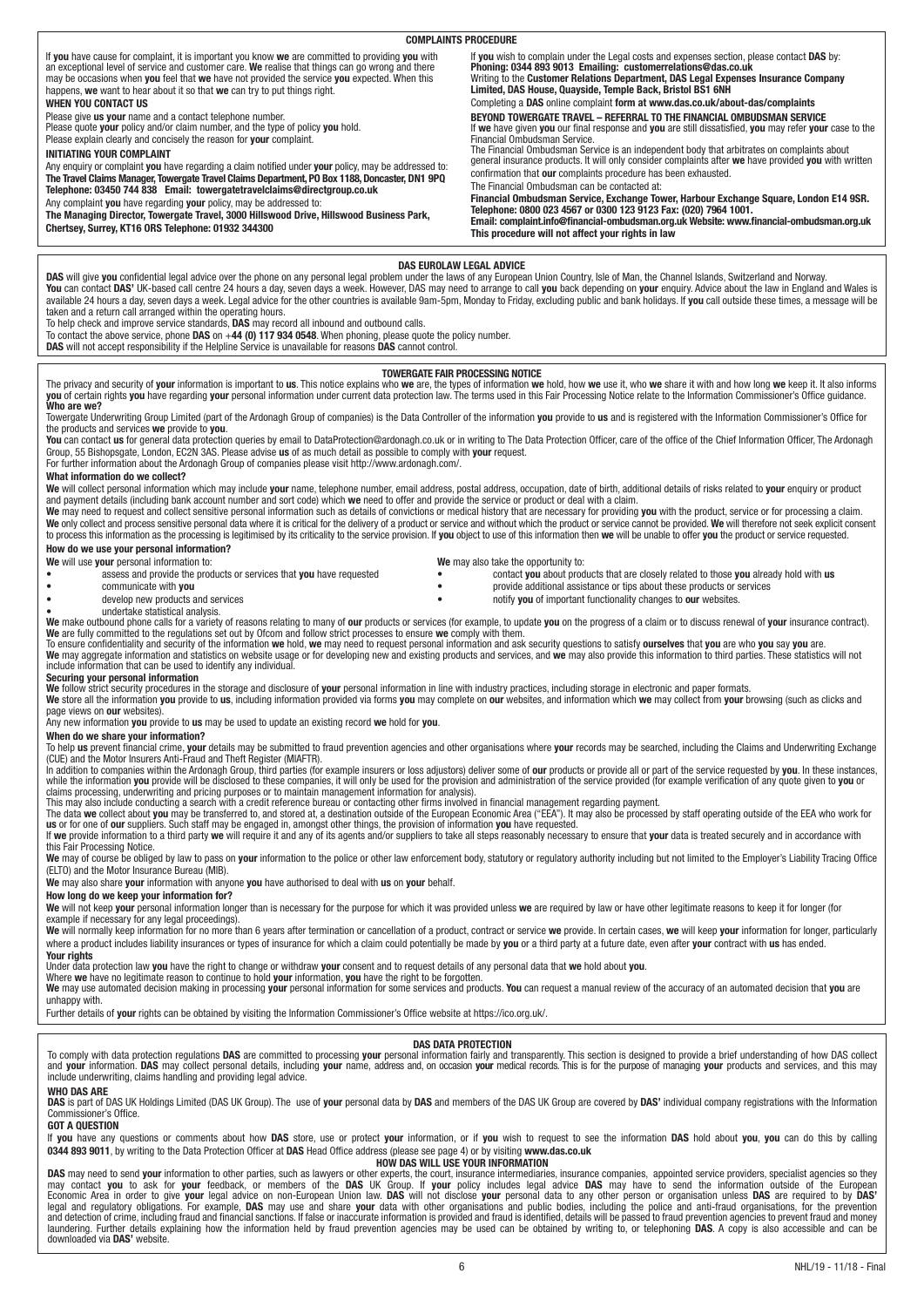## COMPLAINTS PROCEDURE

If **you** have cause for complaint, it is important you know **we** are committed to providing **you** with an exceptional level of service and customer care. **We** realise that things can go wrong and there may be occasions when **you** feel that **we** have not provided the service **you** expected. When this happens, **we** want to hear about it so that **we** can try to put things right.

**WHEN YOU CONTACT US**

Please give **us your** name and a contact telephone number.
Please quote **your** policy and/or claim number, and the type of policy **you** hold.
Please explain clearly and concisely the reason for **your** complaint.

**INITIATING YOUR COMPLAINT**

Any enquiry or complaint **you** have regarding a claim notified under **your** policy, may be addressed to:
**The Travel Claims Manager, Towergate Travel Claims Department, PO Box 1188, Doncaster, DN1 9PQ**
**Telephone: 03450 744 838 Email: towergatetravelclaims@directgroup.co.uk**
Any complaint **you** have regarding **your** policy, may be addressed to:
**The Managing Director, Towergate Travel, 3000 Hillswood Drive, Hillswood Business Park, Chertsey, Surrey, KT16 0RS Telephone: 01932 344300**

If **you** wish to complain under the Legal costs and expenses section, please contact **DAS** by:
**Phoning: 0344 893 9013 Emailing: customerrelations@das.co.uk**
Writing to the **Customer Relations Department, DAS Legal Expenses Insurance Company Limited, DAS House, Quayside, Temple Back, Bristol BS1 6NH**
Completing a **DAS** online complaint **form at www.das.co.uk/about-das/complaints**

**BEYOND TOWERGATE TRAVEL – REFERRAL TO THE FINANCIAL OMBUDSMAN SERVICE**
If **we** have given **you** our final response and **you** are still dissatisfied, **you** may refer **your** case to the Financial Ombudsman Service.
The Financial Ombudsman Service is an independent body that arbitrates on complaints about general insurance products. It will only consider complaints after **we** have provided **you** with written confirmation that **our** complaints procedure has been exhausted.
The Financial Ombudsman can be contacted at:
**Financial Ombudsman Service, Exchange Tower, Harbour Exchange Square, London E14 9SR. Telephone: 0800 023 4567 or 0300 123 9123 Fax: (020) 7964 1001.**
**Email: complaint.info@financial-ombudsman.org.uk Website: www.financial-ombudsman.org.uk**
**This procedure will not affect your rights in law**

## DAS EUROLAW LEGAL ADVICE

**DAS** will give **you** confidential legal advice over the phone on any personal legal problem under the laws of any European Union Country, Isle of Man, the Channel Islands, Switzerland and Norway.
**You** can contact **DAS'** UK-based call centre 24 hours a day, seven days a week. However, DAS may need to arrange to call **you** back depending on **your** enquiry. Advice about the law in England and Wales is available 24 hours a day, seven days a week. Legal advice for the other countries is available 9am-5pm, Monday to Friday, excluding public and bank holidays. If **you** call outside these times, a message will be taken and a return call arranged within the operating hours.
To help check and improve service standards, **DAS** may record all inbound and outbound calls.
To contact the above service, phone **DAS** on **+44 (0) 117 934 0548**. When phoning, please quote the policy number.
**DAS** will not accept responsibility if the Helpline Service is unavailable for reasons **DAS** cannot control.

## TOWERGATE FAIR PROCESSING NOTICE

The privacy and security of **your** information is important to **us**. This notice explains who **we** are, the types of information **we** hold, how **we** use it, who **we** share it with and how long **we** keep it. It also informs **you** of certain rights **you** have regarding **your** personal information under current data protection law. The terms used in this Fair Processing Notice relate to the Information Commissioner's Office guidance.

**Who are we?**

Towergate Underwriting Group Limited (part of the Ardonagh Group of companies) is the Data Controller of the information **you** provide to **us** and is registered with the Information Commissioner's Office for the products and services **we** provide to **you**.
**You** can contact **us** for general data protection queries by email to DataProtection@ardonagh.co.uk or in writing to The Data Protection Officer, care of the office of the Chief Information Officer, The Ardonagh Group, 55 Bishopsgate, London, EC2N 3AS. Please advise **us** of as much detail as possible to comply with **your** request.
For further information about the Ardonagh Group of companies please visit http://www.ardonagh.com/.

**What information do we collect?**

**We** will collect personal information which may include **your** name, telephone number, email address, postal address, occupation, date of birth, additional details of risks related to **your** enquiry or product and payment details (including bank account number and sort code) which **we** need to offer and provide the service or product or deal with a claim.
**We** may need to request and collect sensitive personal information such as details of convictions or medical history that are necessary for providing **you** with the product, service or for processing a claim.
**We** only collect and process sensitive personal data where it is critical for the delivery of a product or service and without which the product or service cannot be provided. **We** will therefore not seek explicit consent to process this information as the processing is legitimised by its criticality to the service provision. If **you** object to use of this information then **we** will be unable to offer **you** the product or service requested.

**How do we use your personal information?**

**We** will use **your** personal information to:

- assess and provide the products or services that **you** have requested
- communicate with **you**
- develop new products and services
- undertake statistical analysis.

**We** may also take the opportunity to:

- contact **you** about products that are closely related to those **you** already hold with **us**
- provide additional assistance or tips about these products or services
- notify **you** of important functionality changes to **our** websites.

**We** make outbound phone calls for a variety of reasons relating to many of **our** products or services (for example, to update **you** on the progress of a claim or to discuss renewal of **your** insurance contract). **We** are fully committed to the regulations set out by Ofcom and follow strict processes to ensure **we** comply with them.
To ensure confidentiality and security of the information **we** hold, **we** may need to request personal information and ask security questions to satisfy **ourselves** that **you** are who **you** say **you** are.
**We** may aggregate information and statistics on website usage or for developing new and existing products and services, and **we** may also provide this information to third parties. These statistics will not include information that can be used to identify any individual.

**Securing your personal information**

**We** follow strict security procedures in the storage and disclosure of **your** personal information in line with industry practices, including storage in electronic and paper formats.
**We** store all the information **you** provide to **us**, including information provided via forms **you** may complete on **our** websites, and information which **we** may collect from **your** browsing (such as clicks and page views on **our** websites).
Any new information **you** provide to **us** may be used to update an existing record **we** hold for **you**.

**When do we share your information?**

To help **us** prevent financial crime, **your** details may be submitted to fraud prevention agencies and other organisations where **your** records may be searched, including the Claims and Underwriting Exchange (CUE) and the Motor Insurers Anti-Fraud and Theft Register (MIAFTR).
In addition to companies within the Ardonagh Group, third parties (for example insurers or loss adjustors) deliver some of **our** products or provide all or part of the service requested by **you**. In these instances, while the information **you** provide will be disclosed to these companies, it will only be used for the provision and administration of the service provided (for example verification of any quote given to **you** or claims processing, underwriting and pricing purposes or to maintain management information for analysis).
This may also include conducting a search with a credit reference bureau or contacting other firms involved in financial management regarding payment.
The data **we** collect about **you** may be transferred to, and stored at, a destination outside of the European Economic Area ("EEA"). It may also be processed by staff operating outside of the EEA who work for **us** or for one of **our** suppliers. Such staff may be engaged in, amongst other things, the provision of information **you** have requested.
If **we** provide information to a third party **we** will require it and any of its agents and/or suppliers to take all steps reasonably necessary to ensure that **your** data is treated securely and in accordance with this Fair Processing Notice.
**We** may of course be obliged by law to pass on **your** information to the police or other law enforcement body, statutory or regulatory authority including but not limited to the Employer's Liability Tracing Office (ELTO) and the Motor Insurance Bureau (MIB).
**We** may also share **your** information with anyone **you** have authorised to deal with **us** on **your** behalf.

**How long do we keep your information for?**

**We** will not keep **your** personal information longer than is necessary for the purpose for which it was provided unless **we** are required by law or have other legitimate reasons to keep it for longer (for example if necessary for any legal proceedings).
**We** will normally keep information for no more than 6 years after termination or cancellation of a product, contract or service **we** provide. In certain cases, **we** will keep **your** information for longer, particularly where a product includes liability insurances or types of insurance for which a claim could potentially be made by **you** or a third party at a future date, even after **your** contract with **us** has ended.

**Your rights**

Under data protection law **you** have the right to change or withdraw **your** consent and to request details of any personal data that **we** hold about **you**.
Where **we** have no legitimate reason to continue to hold **your** information, **you** have the right to be forgotten.
**We** may use automated decision making in processing **your** personal information for some services and products. **You** can request a manual review of the accuracy of an automated decision that **you** are unhappy with.
Further details of **your** rights can be obtained by visiting the Information Commissioner's Office website at https://ico.org.uk/.

## DAS DATA PROTECTION

To comply with data protection regulations **DAS** are committed to processing **your** personal information fairly and transparently. This section is designed to provide a brief understanding of how DAS collect and **your** information. **DAS** may collect personal details, including **your** name, address and, on occasion **your** medical records. This is for the purpose of managing **your** products and services, and this may include underwriting, claims handling and providing legal advice.

**WHO DAS ARE**

**DAS** is part of DAS UK Holdings Limited (DAS UK Group). The use of **your** personal data by **DAS** and members of the DAS UK Group are covered by **DAS'** individual company registrations with the Information Commissioner's Office.

**GOT A QUESTION**

If **you** have any questions or comments about how **DAS** store, use or protect **your** information, or if **you** wish to request to see the information **DAS** hold about **you**, **you** can do this by calling **0344 893 9011**, by writing to the Data Protection Officer at **DAS** Head Office address (please see page 4) or by visiting **www.das.co.uk**

**HOW DAS WILL USE YOUR INFORMATION**

**DAS** may need to send **your** information to other parties, such as lawyers or other experts, the court, insurance intermediaries, insurance companies, appointed service providers, specialist agencies so they may contact **you** to ask for **your** feedback, or members of the **DAS** UK Group. If **your** policy includes legal advice **DAS** may have to send the information outside of the European Economic Area in order to give **your** legal advice on non-European Union law. **DAS** will not disclose **your** personal data to any other person or organisation unless **DAS** are required to by **DAS'** legal and regulatory obligations. For example, **DAS** may use and share **your** data with other organisations and public bodies, including the police and anti-fraud organisations, for the prevention and detection of crime, including fraud and financial sanctions. If false or inaccurate information is provided and fraud is identified, details will be passed to fraud prevention agencies to prevent fraud and money laundering. Further details explaining how the information held by fraud prevention agencies may be used can be obtained by writing to, or telephoning **DAS**. A copy is also accessible and can be downloaded via **DAS'** website.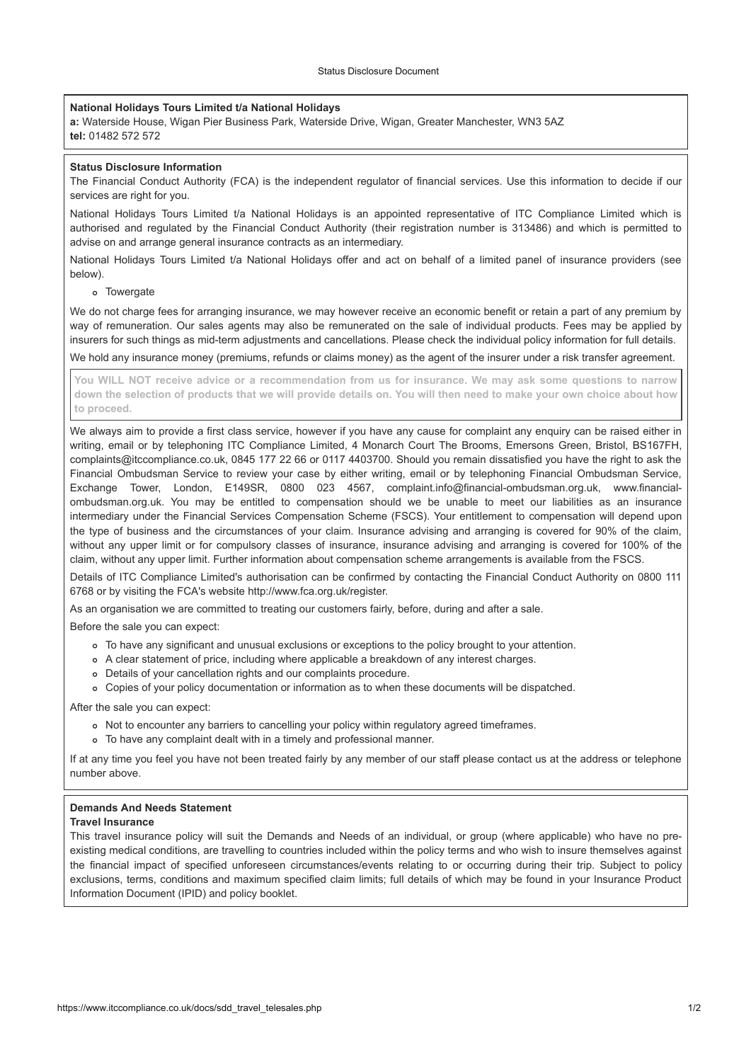Status Disclosure Document

**National Holidays Tours Limited t/a National Holidays**
**a:** Waterside House, Wigan Pier Business Park, Waterside Drive, Wigan, Greater Manchester, WN3 5AZ
**tel:** 01482 572 572

**Status Disclosure Information**

The Financial Conduct Authority (FCA) is the independent regulator of financial services. Use this information to decide if our services are right for you.

National Holidays Tours Limited t/a National Holidays is an appointed representative of ITC Compliance Limited which is authorised and regulated by the Financial Conduct Authority (their registration number is 313486) and which is permitted to advise on and arrange general insurance contracts as an intermediary.

National Holidays Tours Limited t/a National Holidays offer and act on behalf of a limited panel of insurance providers (see below).

- Towergate

We do not charge fees for arranging insurance, we may however receive an economic benefit or retain a part of any premium by way of remuneration. Our sales agents may also be remunerated on the sale of individual products. Fees may be applied by insurers for such things as mid-term adjustments and cancellations. Please check the individual policy information for full details.

We hold any insurance money (premiums, refunds or claims money) as the agent of the insurer under a risk transfer agreement.

**You WILL NOT receive advice or a recommendation from us for insurance. We may ask some questions to narrow down the selection of products that we will provide details on. You will then need to make your own choice about how to proceed.**

We always aim to provide a first class service, however if you have any cause for complaint any enquiry can be raised either in writing, email or by telephoning ITC Compliance Limited, 4 Monarch Court The Brooms, Emersons Green, Bristol, BS167FH, complaints@itccompliance.co.uk, 0845 177 22 66 or 0117 4403700. Should you remain dissatisfied you have the right to ask the Financial Ombudsman Service to review your case by either writing, email or by telephoning Financial Ombudsman Service, Exchange Tower, London, E149SR, 0800 023 4567, complaint.info@financial-ombudsman.org.uk, www.financial-ombudsman.org.uk. You may be entitled to compensation should we be unable to meet our liabilities as an insurance intermediary under the Financial Services Compensation Scheme (FSCS). Your entitlement to compensation will depend upon the type of business and the circumstances of your claim. Insurance advising and arranging is covered for 90% of the claim, without any upper limit or for compulsory classes of insurance, insurance advising and arranging is covered for 100% of the claim, without any upper limit. Further information about compensation scheme arrangements is available from the FSCS.

Details of ITC Compliance Limited's authorisation can be confirmed by contacting the Financial Conduct Authority on 0800 111 6768 or by visiting the FCA's website http://www.fca.org.uk/register.

As an organisation we are committed to treating our customers fairly, before, during and after a sale.

Before the sale you can expect:

- To have any significant and unusual exclusions or exceptions to the policy brought to your attention.
- A clear statement of price, including where applicable a breakdown of any interest charges.
- Details of your cancellation rights and our complaints procedure.
- Copies of your policy documentation or information as to when these documents will be dispatched.

After the sale you can expect:

- Not to encounter any barriers to cancelling your policy within regulatory agreed timeframes.
- To have any complaint dealt with in a timely and professional manner.

If at any time you feel you have not been treated fairly by any member of our staff please contact us at the address or telephone number above.

**Demands And Needs Statement**
**Travel Insurance**

This travel insurance policy will suit the Demands and Needs of an individual, or group (where applicable) who have no pre-existing medical conditions, are travelling to countries included within the policy terms and who wish to insure themselves against the financial impact of specified unforeseen circumstances/events relating to or occurring during their trip. Subject to policy exclusions, terms, conditions and maximum specified claim limits; full details of which may be found in your Insurance Product Information Document (IPID) and policy booklet.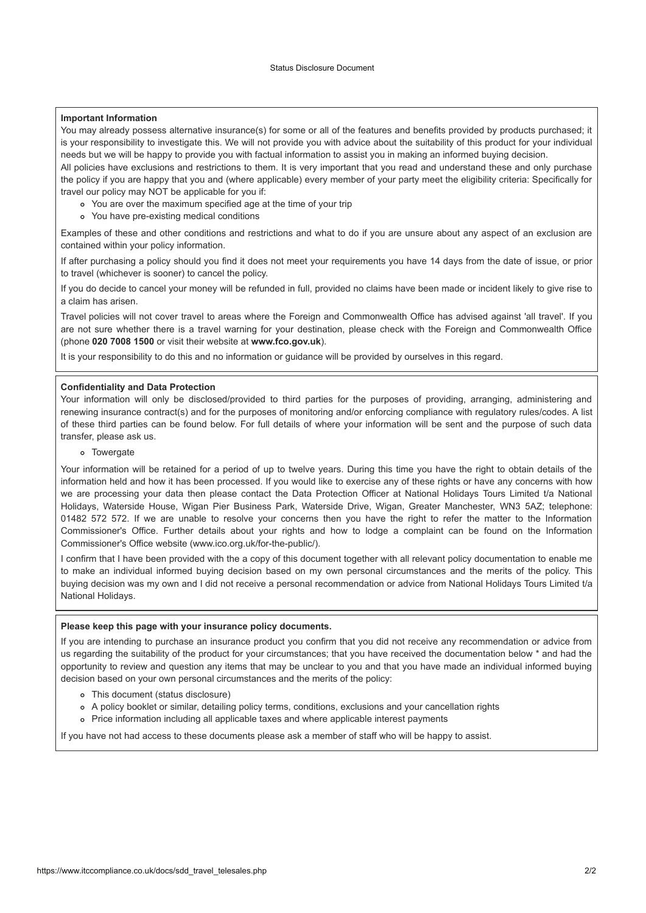### Important Information

You may already possess alternative insurance(s) for some or all of the features and benefits provided by products purchased; it is your responsibility to investigate this. We will not provide you with advice about the suitability of this product for your individual needs but we will be happy to provide you with factual information to assist you in making an informed buying decision.

All policies have exclusions and restrictions to them. It is very important that you read and understand these and only purchase the policy if you are happy that you and (where applicable) every member of your party meet the eligibility criteria: Specifically for travel our policy may NOT be applicable for you if:

- You are over the maximum specified age at the time of your trip
- You have pre-existing medical conditions

Examples of these and other conditions and restrictions and what to do if you are unsure about any aspect of an exclusion are contained within your policy information.

If after purchasing a policy should you find it does not meet your requirements you have 14 days from the date of issue, or prior to travel (whichever is sooner) to cancel the policy.

If you do decide to cancel your money will be refunded in full, provided no claims have been made or incident likely to give rise to a claim has arisen.

Travel policies will not cover travel to areas where the Foreign and Commonwealth Office has advised against 'all travel'. If you are not sure whether there is a travel warning for your destination, please check with the Foreign and Commonwealth Office (phone **020 7008 1500** or visit their website at **www.fco.gov.uk**).

It is your responsibility to do this and no information or guidance will be provided by ourselves in this regard.

### Confidentiality and Data Protection

Your information will only be disclosed/provided to third parties for the purposes of providing, arranging, administering and renewing insurance contract(s) and for the purposes of monitoring and/or enforcing compliance with regulatory rules/codes. A list of these third parties can be found below. For full details of where your information will be sent and the purpose of such data transfer, please ask us.

- Towergate

Your information will be retained for a period of up to twelve years. During this time you have the right to obtain details of the information held and how it has been processed. If you would like to exercise any of these rights or have any concerns with how we are processing your data then please contact the Data Protection Officer at National Holidays Tours Limited t/a National Holidays, Waterside House, Wigan Pier Business Park, Waterside Drive, Wigan, Greater Manchester, WN3 5AZ; telephone: 01482 572 572. If we are unable to resolve your concerns then you have the right to refer the matter to the Information Commissioner's Office. Further details about your rights and how to lodge a complaint can be found on the Information Commissioner's Office website (www.ico.org.uk/for-the-public/).

I confirm that I have been provided with the a copy of this document together with all relevant policy documentation to enable me to make an individual informed buying decision based on my own personal circumstances and the merits of the policy. This buying decision was my own and I did not receive a personal recommendation or advice from National Holidays Tours Limited t/a National Holidays.

### Please keep this page with your insurance policy documents.

If you are intending to purchase an insurance product you confirm that you did not receive any recommendation or advice from us regarding the suitability of the product for your circumstances; that you have received the documentation below * and had the opportunity to review and question any items that may be unclear to you and that you have made an individual informed buying decision based on your own personal circumstances and the merits of the policy:

- This document (status disclosure)
- A policy booklet or similar, detailing policy terms, conditions, exclusions and your cancellation rights
- Price information including all applicable taxes and where applicable interest payments

If you have not had access to these documents please ask a member of staff who will be happy to assist.